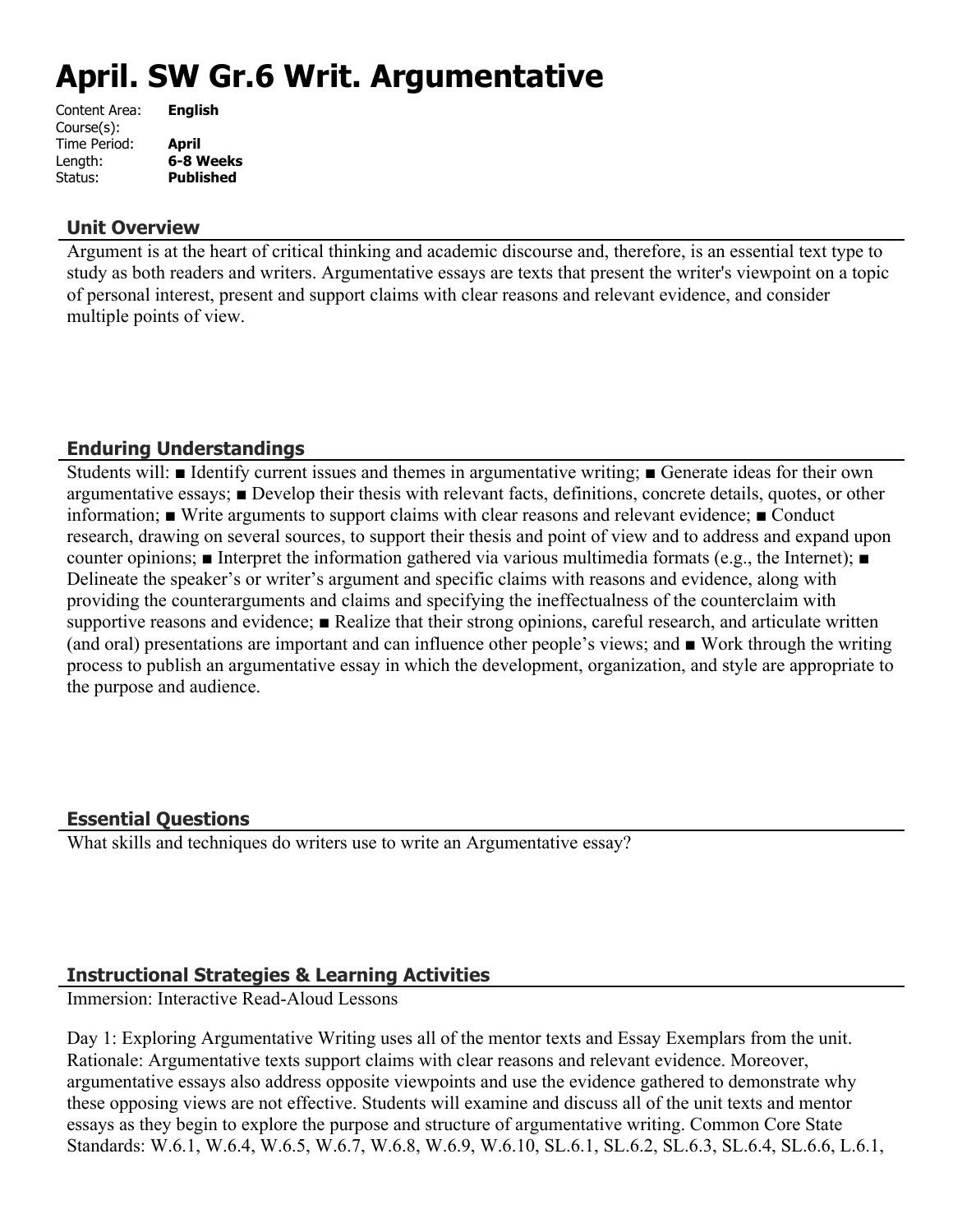# April. SW Gr.6 Writ. Argumentative

| | |
|---|---|
| Content Area: | **English** |
| Course(s): | |
| Time Period: | **April** |
| Length: | **6-8 Weeks** |
| Status: | **Published** |

## Unit Overview

Argument is at the heart of critical thinking and academic discourse and, therefore, is an essential text type to study as both readers and writers. Argumentative essays are texts that present the writer's viewpoint on a topic of personal interest, present and support claims with clear reasons and relevant evidence, and consider multiple points of view.

## Enduring Understandings

Students will: ■ Identify current issues and themes in argumentative writing; ■ Generate ideas for their own argumentative essays; ■ Develop their thesis with relevant facts, definitions, concrete details, quotes, or other information; ■ Write arguments to support claims with clear reasons and relevant evidence; ■ Conduct research, drawing on several sources, to support their thesis and point of view and to address and expand upon counter opinions; ■ Interpret the information gathered via various multimedia formats (e.g., the Internet); ■ Delineate the speaker's or writer's argument and specific claims with reasons and evidence, along with providing the counterarguments and claims and specifying the ineffectualness of the counterclaim with supportive reasons and evidence; ■ Realize that their strong opinions, careful research, and articulate written (and oral) presentations are important and can influence other people's views; and ■ Work through the writing process to publish an argumentative essay in which the development, organization, and style are appropriate to the purpose and audience.

## Essential Questions

What skills and techniques do writers use to write an Argumentative essay?

## Instructional Strategies & Learning Activities

Immersion: Interactive Read-Aloud Lessons

Day 1: Exploring Argumentative Writing uses all of the mentor texts and Essay Exemplars from the unit. Rationale: Argumentative texts support claims with clear reasons and relevant evidence. Moreover, argumentative essays also address opposite viewpoints and use the evidence gathered to demonstrate why these opposing views are not effective. Students will examine and discuss all of the unit texts and mentor essays as they begin to explore the purpose and structure of argumentative writing. Common Core State Standards: W.6.1, W.6.4, W.6.5, W.6.7, W.6.8, W.6.9, W.6.10, SL.6.1, SL.6.2, SL.6.3, SL.6.4, SL.6.6, L.6.1,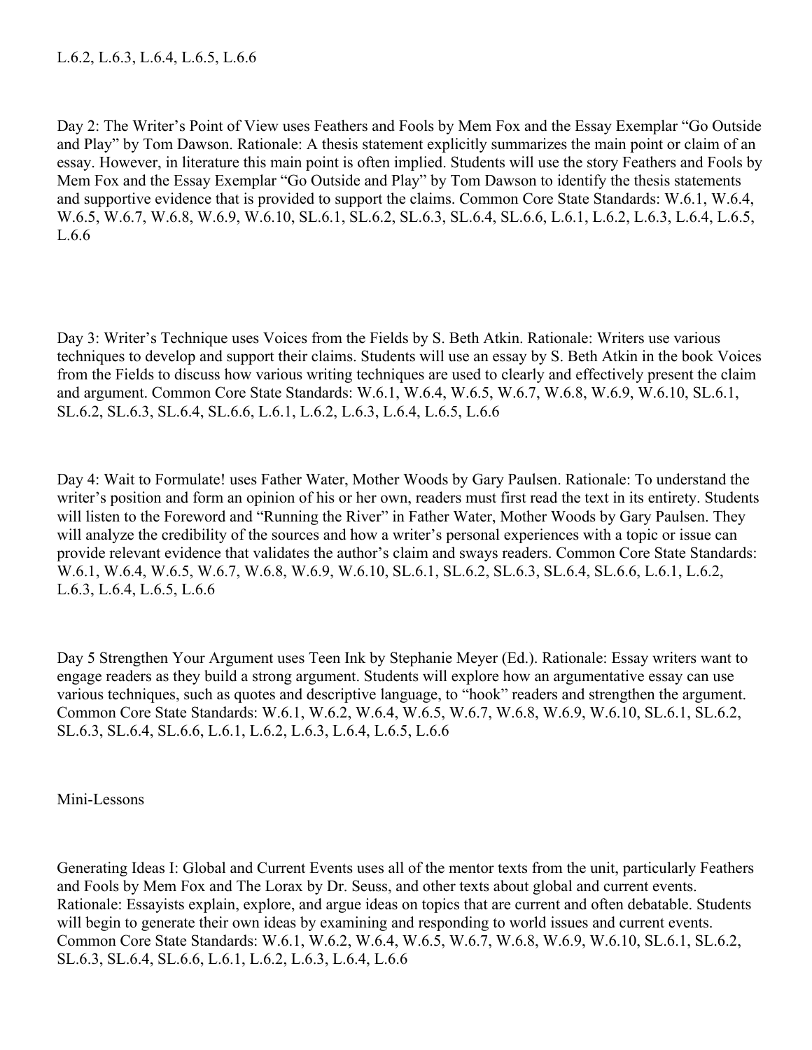L.6.2, L.6.3, L.6.4, L.6.5, L.6.6

Day 2: The Writer's Point of View uses Feathers and Fools by Mem Fox and the Essay Exemplar "Go Outside and Play" by Tom Dawson. Rationale: A thesis statement explicitly summarizes the main point or claim of an essay. However, in literature this main point is often implied. Students will use the story Feathers and Fools by Mem Fox and the Essay Exemplar "Go Outside and Play" by Tom Dawson to identify the thesis statements and supportive evidence that is provided to support the claims. Common Core State Standards: W.6.1, W.6.4, W.6.5, W.6.7, W.6.8, W.6.9, W.6.10, SL.6.1, SL.6.2, SL.6.3, SL.6.4, SL.6.6, L.6.1, L.6.2, L.6.3, L.6.4, L.6.5, L.6.6

Day 3: Writer's Technique uses Voices from the Fields by S. Beth Atkin. Rationale: Writers use various techniques to develop and support their claims. Students will use an essay by S. Beth Atkin in the book Voices from the Fields to discuss how various writing techniques are used to clearly and effectively present the claim and argument. Common Core State Standards: W.6.1, W.6.4, W.6.5, W.6.7, W.6.8, W.6.9, W.6.10, SL.6.1, SL.6.2, SL.6.3, SL.6.4, SL.6.6, L.6.1, L.6.2, L.6.3, L.6.4, L.6.5, L.6.6

Day 4: Wait to Formulate! uses Father Water, Mother Woods by Gary Paulsen. Rationale: To understand the writer's position and form an opinion of his or her own, readers must first read the text in its entirety. Students will listen to the Foreword and "Running the River" in Father Water, Mother Woods by Gary Paulsen. They will analyze the credibility of the sources and how a writer's personal experiences with a topic or issue can provide relevant evidence that validates the author's claim and sways readers. Common Core State Standards: W.6.1, W.6.4, W.6.5, W.6.7, W.6.8, W.6.9, W.6.10, SL.6.1, SL.6.2, SL.6.3, SL.6.4, SL.6.6, L.6.1, L.6.2, L.6.3, L.6.4, L.6.5, L.6.6

Day 5 Strengthen Your Argument uses Teen Ink by Stephanie Meyer (Ed.). Rationale: Essay writers want to engage readers as they build a strong argument. Students will explore how an argumentative essay can use various techniques, such as quotes and descriptive language, to "hook" readers and strengthen the argument. Common Core State Standards: W.6.1, W.6.2, W.6.4, W.6.5, W.6.7, W.6.8, W.6.9, W.6.10, SL.6.1, SL.6.2, SL.6.3, SL.6.4, SL.6.6, L.6.1, L.6.2, L.6.3, L.6.4, L.6.5, L.6.6

Mini-Lessons

Generating Ideas I: Global and Current Events uses all of the mentor texts from the unit, particularly Feathers and Fools by Mem Fox and The Lorax by Dr. Seuss, and other texts about global and current events. Rationale: Essayists explain, explore, and argue ideas on topics that are current and often debatable. Students will begin to generate their own ideas by examining and responding to world issues and current events. Common Core State Standards: W.6.1, W.6.2, W.6.4, W.6.5, W.6.7, W.6.8, W.6.9, W.6.10, SL.6.1, SL.6.2, SL.6.3, SL.6.4, SL.6.6, L.6.1, L.6.2, L.6.3, L.6.4, L.6.6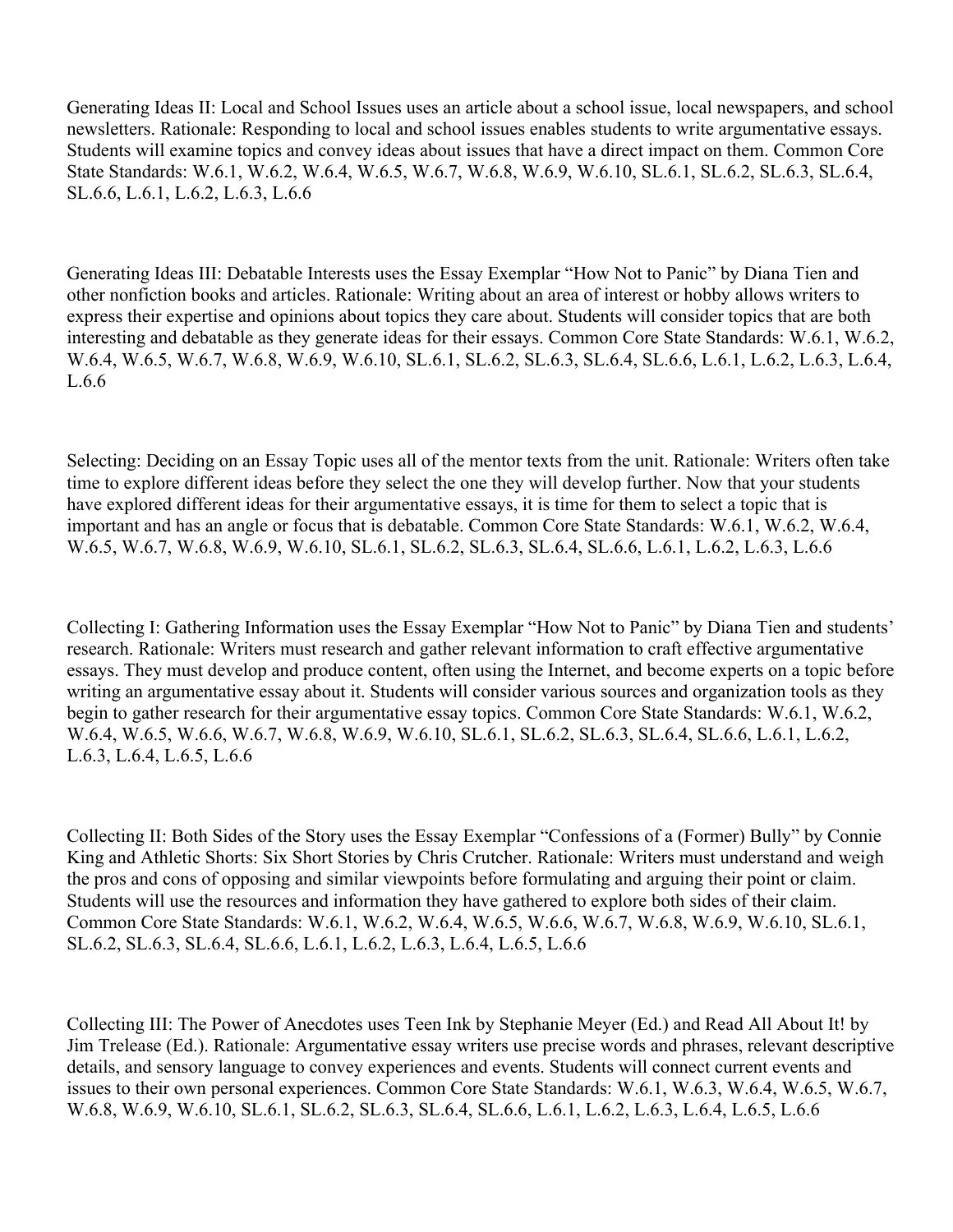Generating Ideas II: Local and School Issues uses an article about a school issue, local newspapers, and school newsletters. Rationale: Responding to local and school issues enables students to write argumentative essays. Students will examine topics and convey ideas about issues that have a direct impact on them. Common Core State Standards: W.6.1, W.6.2, W.6.4, W.6.5, W.6.7, W.6.8, W.6.9, W.6.10, SL.6.1, SL.6.2, SL.6.3, SL.6.4, SL.6.6, L.6.1, L.6.2, L.6.3, L.6.6

Generating Ideas III: Debatable Interests uses the Essay Exemplar "How Not to Panic" by Diana Tien and other nonfiction books and articles. Rationale: Writing about an area of interest or hobby allows writers to express their expertise and opinions about topics they care about. Students will consider topics that are both interesting and debatable as they generate ideas for their essays. Common Core State Standards: W.6.1, W.6.2, W.6.4, W.6.5, W.6.7, W.6.8, W.6.9, W.6.10, SL.6.1, SL.6.2, SL.6.3, SL.6.4, SL.6.6, L.6.1, L.6.2, L.6.3, L.6.4, L.6.6

Selecting: Deciding on an Essay Topic uses all of the mentor texts from the unit. Rationale: Writers often take time to explore different ideas before they select the one they will develop further. Now that your students have explored different ideas for their argumentative essays, it is time for them to select a topic that is important and has an angle or focus that is debatable. Common Core State Standards: W.6.1, W.6.2, W.6.4, W.6.5, W.6.7, W.6.8, W.6.9, W.6.10, SL.6.1, SL.6.2, SL.6.3, SL.6.4, SL.6.6, L.6.1, L.6.2, L.6.3, L.6.6

Collecting I: Gathering Information uses the Essay Exemplar "How Not to Panic" by Diana Tien and students' research. Rationale: Writers must research and gather relevant information to craft effective argumentative essays. They must develop and produce content, often using the Internet, and become experts on a topic before writing an argumentative essay about it. Students will consider various sources and organization tools as they begin to gather research for their argumentative essay topics. Common Core State Standards: W.6.1, W.6.2, W.6.4, W.6.5, W.6.6, W.6.7, W.6.8, W.6.9, W.6.10, SL.6.1, SL.6.2, SL.6.3, SL.6.4, SL.6.6, L.6.1, L.6.2, L.6.3, L.6.4, L.6.5, L.6.6

Collecting II: Both Sides of the Story uses the Essay Exemplar "Confessions of a (Former) Bully" by Connie King and Athletic Shorts: Six Short Stories by Chris Crutcher. Rationale: Writers must understand and weigh the pros and cons of opposing and similar viewpoints before formulating and arguing their point or claim. Students will use the resources and information they have gathered to explore both sides of their claim. Common Core State Standards: W.6.1, W.6.2, W.6.4, W.6.5, W.6.6, W.6.7, W.6.8, W.6.9, W.6.10, SL.6.1, SL.6.2, SL.6.3, SL.6.4, SL.6.6, L.6.1, L.6.2, L.6.3, L.6.4, L.6.5, L.6.6

Collecting III: The Power of Anecdotes uses Teen Ink by Stephanie Meyer (Ed.) and Read All About It! by Jim Trelease (Ed.). Rationale: Argumentative essay writers use precise words and phrases, relevant descriptive details, and sensory language to convey experiences and events. Students will connect current events and issues to their own personal experiences. Common Core State Standards: W.6.1, W.6.3, W.6.4, W.6.5, W.6.7, W.6.8, W.6.9, W.6.10, SL.6.1, SL.6.2, SL.6.3, SL.6.4, SL.6.6, L.6.1, L.6.2, L.6.3, L.6.4, L.6.5, L.6.6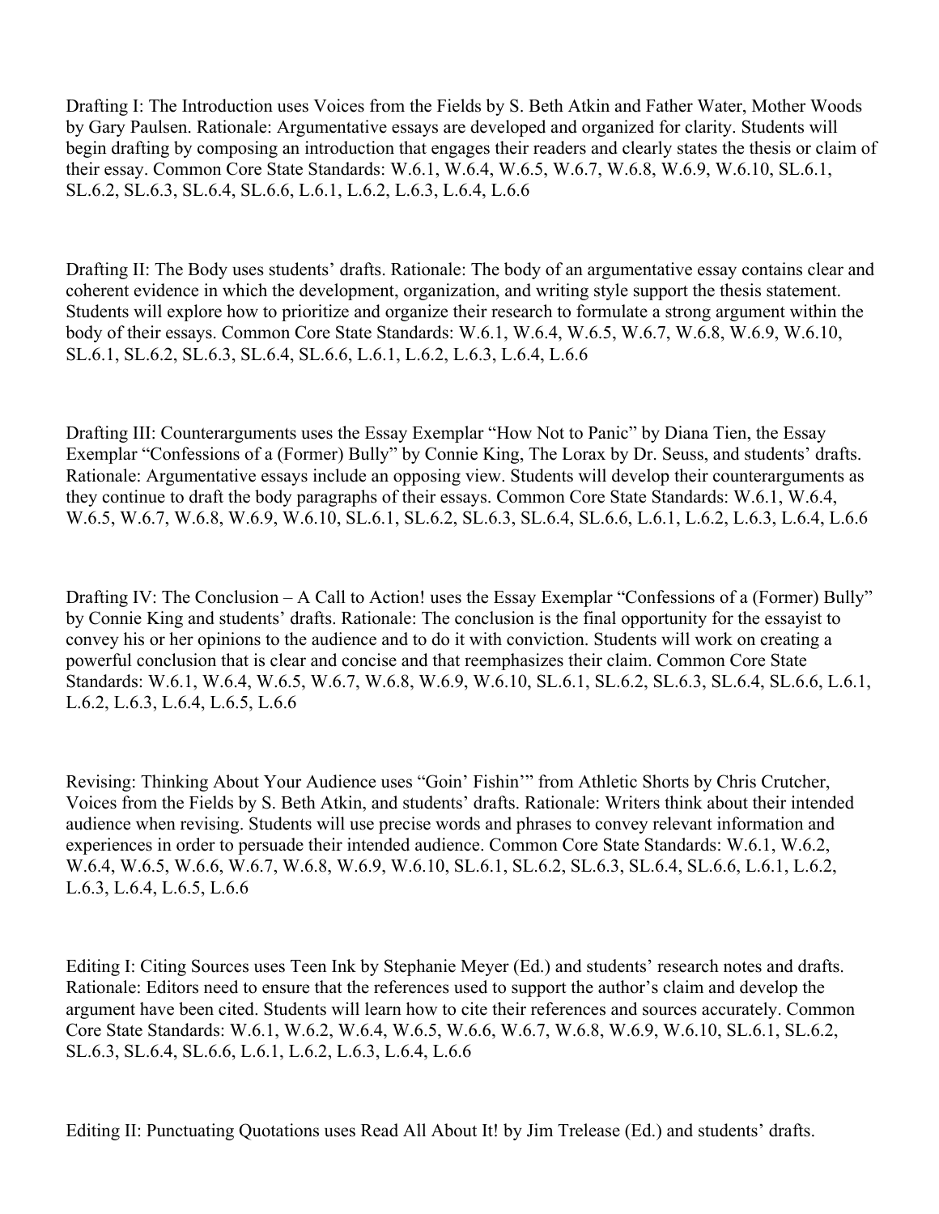Drafting I: The Introduction uses Voices from the Fields by S. Beth Atkin and Father Water, Mother Woods by Gary Paulsen. Rationale: Argumentative essays are developed and organized for clarity. Students will begin drafting by composing an introduction that engages their readers and clearly states the thesis or claim of their essay. Common Core State Standards: W.6.1, W.6.4, W.6.5, W.6.7, W.6.8, W.6.9, W.6.10, SL.6.1, SL.6.2, SL.6.3, SL.6.4, SL.6.6, L.6.1, L.6.2, L.6.3, L.6.4, L.6.6

Drafting II: The Body uses students' drafts. Rationale: The body of an argumentative essay contains clear and coherent evidence in which the development, organization, and writing style support the thesis statement. Students will explore how to prioritize and organize their research to formulate a strong argument within the body of their essays. Common Core State Standards: W.6.1, W.6.4, W.6.5, W.6.7, W.6.8, W.6.9, W.6.10, SL.6.1, SL.6.2, SL.6.3, SL.6.4, SL.6.6, L.6.1, L.6.2, L.6.3, L.6.4, L.6.6

Drafting III: Counterarguments uses the Essay Exemplar "How Not to Panic" by Diana Tien, the Essay Exemplar "Confessions of a (Former) Bully" by Connie King, The Lorax by Dr. Seuss, and students' drafts. Rationale: Argumentative essays include an opposing view. Students will develop their counterarguments as they continue to draft the body paragraphs of their essays. Common Core State Standards: W.6.1, W.6.4, W.6.5, W.6.7, W.6.8, W.6.9, W.6.10, SL.6.1, SL.6.2, SL.6.3, SL.6.4, SL.6.6, L.6.1, L.6.2, L.6.3, L.6.4, L.6.6

Drafting IV: The Conclusion – A Call to Action! uses the Essay Exemplar "Confessions of a (Former) Bully" by Connie King and students' drafts. Rationale: The conclusion is the final opportunity for the essayist to convey his or her opinions to the audience and to do it with conviction. Students will work on creating a powerful conclusion that is clear and concise and that reemphasizes their claim. Common Core State Standards: W.6.1, W.6.4, W.6.5, W.6.7, W.6.8, W.6.9, W.6.10, SL.6.1, SL.6.2, SL.6.3, SL.6.4, SL.6.6, L.6.1, L.6.2, L.6.3, L.6.4, L.6.5, L.6.6

Revising: Thinking About Your Audience uses "Goin' Fishin'" from Athletic Shorts by Chris Crutcher, Voices from the Fields by S. Beth Atkin, and students' drafts. Rationale: Writers think about their intended audience when revising. Students will use precise words and phrases to convey relevant information and experiences in order to persuade their intended audience. Common Core State Standards: W.6.1, W.6.2, W.6.4, W.6.5, W.6.6, W.6.7, W.6.8, W.6.9, W.6.10, SL.6.1, SL.6.2, SL.6.3, SL.6.4, SL.6.6, L.6.1, L.6.2, L.6.3, L.6.4, L.6.5, L.6.6

Editing I: Citing Sources uses Teen Ink by Stephanie Meyer (Ed.) and students' research notes and drafts. Rationale: Editors need to ensure that the references used to support the author's claim and develop the argument have been cited. Students will learn how to cite their references and sources accurately. Common Core State Standards: W.6.1, W.6.2, W.6.4, W.6.5, W.6.6, W.6.7, W.6.8, W.6.9, W.6.10, SL.6.1, SL.6.2, SL.6.3, SL.6.4, SL.6.6, L.6.1, L.6.2, L.6.3, L.6.4, L.6.6

Editing II: Punctuating Quotations uses Read All About It! by Jim Trelease (Ed.) and students' drafts.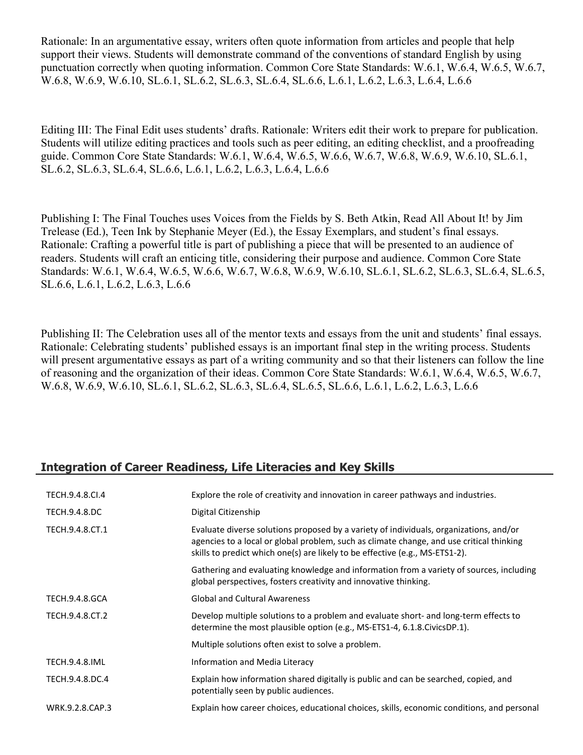Rationale: In an argumentative essay, writers often quote information from articles and people that help support their views. Students will demonstrate command of the conventions of standard English by using punctuation correctly when quoting information. Common Core State Standards: W.6.1, W.6.4, W.6.5, W.6.7, W.6.8, W.6.9, W.6.10, SL.6.1, SL.6.2, SL.6.3, SL.6.4, SL.6.6, L.6.1, L.6.2, L.6.3, L.6.4, L.6.6

Editing III: The Final Edit uses students' drafts. Rationale: Writers edit their work to prepare for publication. Students will utilize editing practices and tools such as peer editing, an editing checklist, and a proofreading guide. Common Core State Standards: W.6.1, W.6.4, W.6.5, W.6.6, W.6.7, W.6.8, W.6.9, W.6.10, SL.6.1, SL.6.2, SL.6.3, SL.6.4, SL.6.6, L.6.1, L.6.2, L.6.3, L.6.4, L.6.6

Publishing I: The Final Touches uses Voices from the Fields by S. Beth Atkin, Read All About It! by Jim Trelease (Ed.), Teen Ink by Stephanie Meyer (Ed.), the Essay Exemplars, and student's final essays. Rationale: Crafting a powerful title is part of publishing a piece that will be presented to an audience of readers. Students will craft an enticing title, considering their purpose and audience. Common Core State Standards: W.6.1, W.6.4, W.6.5, W.6.6, W.6.7, W.6.8, W.6.9, W.6.10, SL.6.1, SL.6.2, SL.6.3, SL.6.4, SL.6.5, SL.6.6, L.6.1, L.6.2, L.6.3, L.6.6

Publishing II: The Celebration uses all of the mentor texts and essays from the unit and students' final essays. Rationale: Celebrating students' published essays is an important final step in the writing process. Students will present argumentative essays as part of a writing community and so that their listeners can follow the line of reasoning and the organization of their ideas. Common Core State Standards: W.6.1, W.6.4, W.6.5, W.6.7, W.6.8, W.6.9, W.6.10, SL.6.1, SL.6.2, SL.6.3, SL.6.4, SL.6.5, SL.6.6, L.6.1, L.6.2, L.6.3, L.6.6

## Integration of Career Readiness, Life Literacies and Key Skills

| | |
|---|---|
| TECH.9.4.8.CI.4 | Explore the role of creativity and innovation in career pathways and industries. |
| TECH.9.4.8.DC | Digital Citizenship |
| TECH.9.4.8.CT.1 | Evaluate diverse solutions proposed by a variety of individuals, organizations, and/or agencies to a local or global problem, such as climate change, and use critical thinking skills to predict which one(s) are likely to be effective (e.g., MS-ETS1-2). |
| | Gathering and evaluating knowledge and information from a variety of sources, including global perspectives, fosters creativity and innovative thinking. |
| TECH.9.4.8.GCA | Global and Cultural Awareness |
| TECH.9.4.8.CT.2 | Develop multiple solutions to a problem and evaluate short- and long-term effects to determine the most plausible option (e.g., MS-ETS1-4, 6.1.8.CivicsDP.1). |
| | Multiple solutions often exist to solve a problem. |
| TECH.9.4.8.IML | Information and Media Literacy |
| TECH.9.4.8.DC.4 | Explain how information shared digitally is public and can be searched, copied, and potentially seen by public audiences. |
| WRK.9.2.8.CAP.3 | Explain how career choices, educational choices, skills, economic conditions, and personal |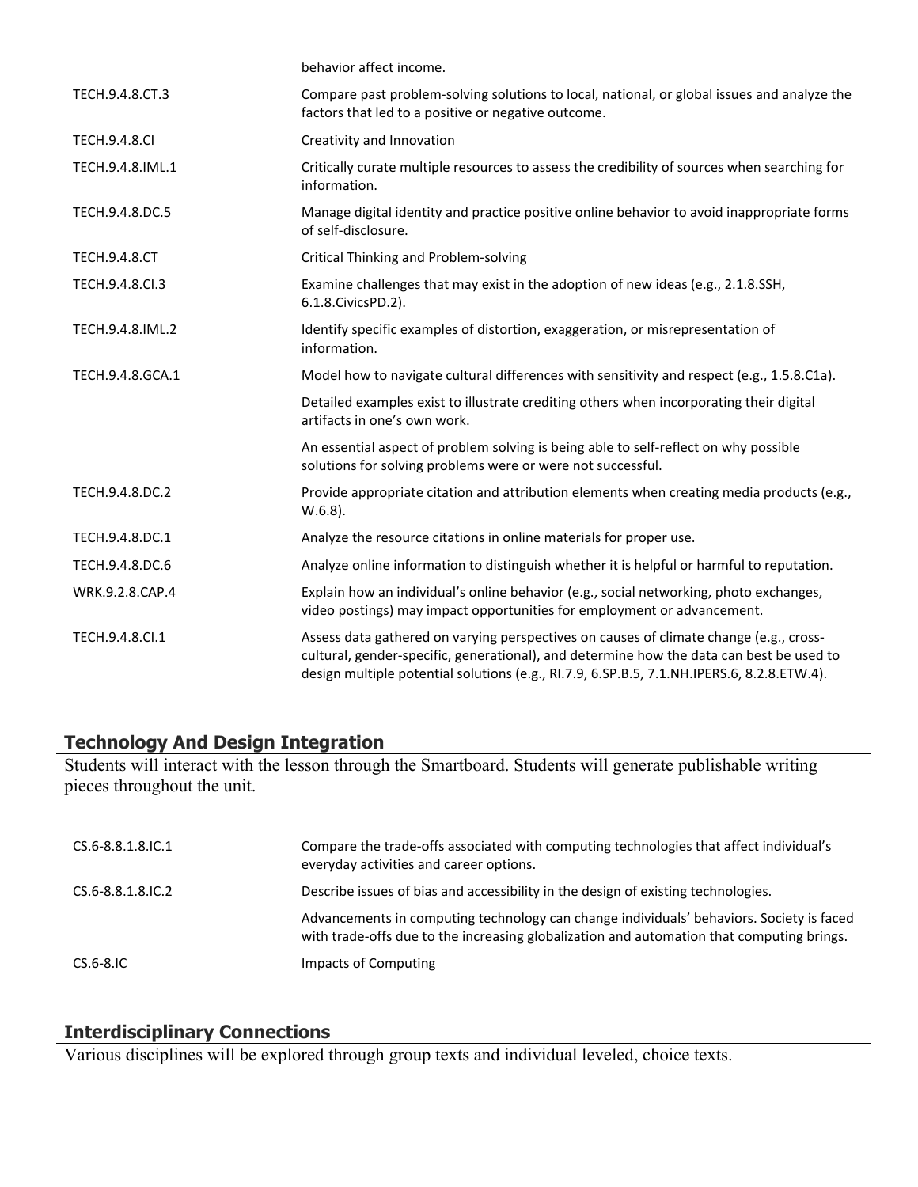| | |
|---|---|
| | behavior affect income. |
| TECH.9.4.8.CT.3 | Compare past problem-solving solutions to local, national, or global issues and analyze the factors that led to a positive or negative outcome. |
| TECH.9.4.8.CI | Creativity and Innovation |
| TECH.9.4.8.IML.1 | Critically curate multiple resources to assess the credibility of sources when searching for information. |
| TECH.9.4.8.DC.5 | Manage digital identity and practice positive online behavior to avoid inappropriate forms of self-disclosure. |
| TECH.9.4.8.CT | Critical Thinking and Problem-solving |
| TECH.9.4.8.CI.3 | Examine challenges that may exist in the adoption of new ideas (e.g., 2.1.8.SSH, 6.1.8.CivicsPD.2). |
| TECH.9.4.8.IML.2 | Identify specific examples of distortion, exaggeration, or misrepresentation of information. |
| TECH.9.4.8.GCA.1 | Model how to navigate cultural differences with sensitivity and respect (e.g., 1.5.8.C1a). |
| | Detailed examples exist to illustrate crediting others when incorporating their digital artifacts in one's own work. |
| | An essential aspect of problem solving is being able to self-reflect on why possible solutions for solving problems were or were not successful. |
| TECH.9.4.8.DC.2 | Provide appropriate citation and attribution elements when creating media products (e.g., W.6.8). |
| TECH.9.4.8.DC.1 | Analyze the resource citations in online materials for proper use. |
| TECH.9.4.8.DC.6 | Analyze online information to distinguish whether it is helpful or harmful to reputation. |
| WRK.9.2.8.CAP.4 | Explain how an individual's online behavior (e.g., social networking, photo exchanges, video postings) may impact opportunities for employment or advancement. |
| TECH.9.4.8.CI.1 | Assess data gathered on varying perspectives on causes of climate change (e.g., cross-cultural, gender-specific, generational), and determine how the data can best be used to design multiple potential solutions (e.g., RI.7.9, 6.SP.B.5, 7.1.NH.IPERS.6, 8.2.8.ETW.4). |

## Technology And Design Integration

Students will interact with the lesson through the Smartboard. Students will generate publishable writing pieces throughout the unit.

| | |
|---|---|
| CS.6-8.8.1.8.IC.1 | Compare the trade-offs associated with computing technologies that affect individual's everyday activities and career options. |
| CS.6-8.8.1.8.IC.2 | Describe issues of bias and accessibility in the design of existing technologies. |
| | Advancements in computing technology can change individuals' behaviors. Society is faced with trade-offs due to the increasing globalization and automation that computing brings. |
| CS.6-8.IC | Impacts of Computing |

## Interdisciplinary Connections

Various disciplines will be explored through group texts and individual leveled, choice texts.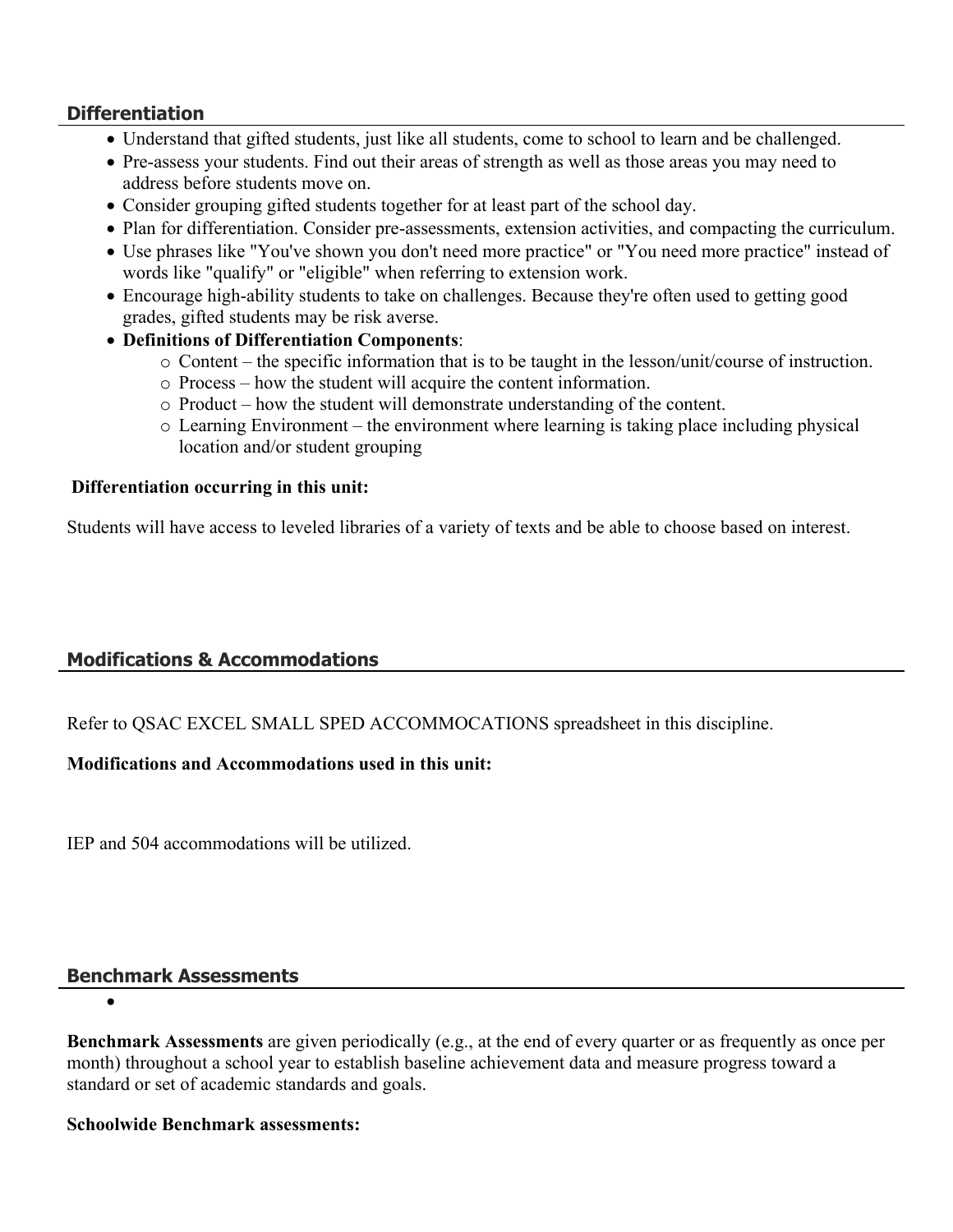## Differentiation

- Understand that gifted students, just like all students, come to school to learn and be challenged.
- Pre-assess your students. Find out their areas of strength as well as those areas you may need to address before students move on.
- Consider grouping gifted students together for at least part of the school day.
- Plan for differentiation. Consider pre-assessments, extension activities, and compacting the curriculum.
- Use phrases like "You've shown you don't need more practice" or "You need more practice" instead of words like "qualify" or "eligible" when referring to extension work.
- Encourage high-ability students to take on challenges. Because they're often used to getting good grades, gifted students may be risk averse.
- **Definitions of Differentiation Components**:
  - Content – the specific information that is to be taught in the lesson/unit/course of instruction.
  - Process – how the student will acquire the content information.
  - Product – how the student will demonstrate understanding of the content.
  - Learning Environment – the environment where learning is taking place including physical location and/or student grouping

**Differentiation occurring in this unit:**

Students will have access to leveled libraries of a variety of texts and be able to choose based on interest.

## Modifications & Accommodations

Refer to QSAC EXCEL SMALL SPED ACCOMMOCATIONS spreadsheet in this discipline.

**Modifications and Accommodations used in this unit:**

IEP and 504 accommodations will be utilized.

## Benchmark Assessments

- 

**Benchmark Assessments** are given periodically (e.g., at the end of every quarter or as frequently as once per month) throughout a school year to establish baseline achievement data and measure progress toward a standard or set of academic standards and goals.

**Schoolwide Benchmark assessments:**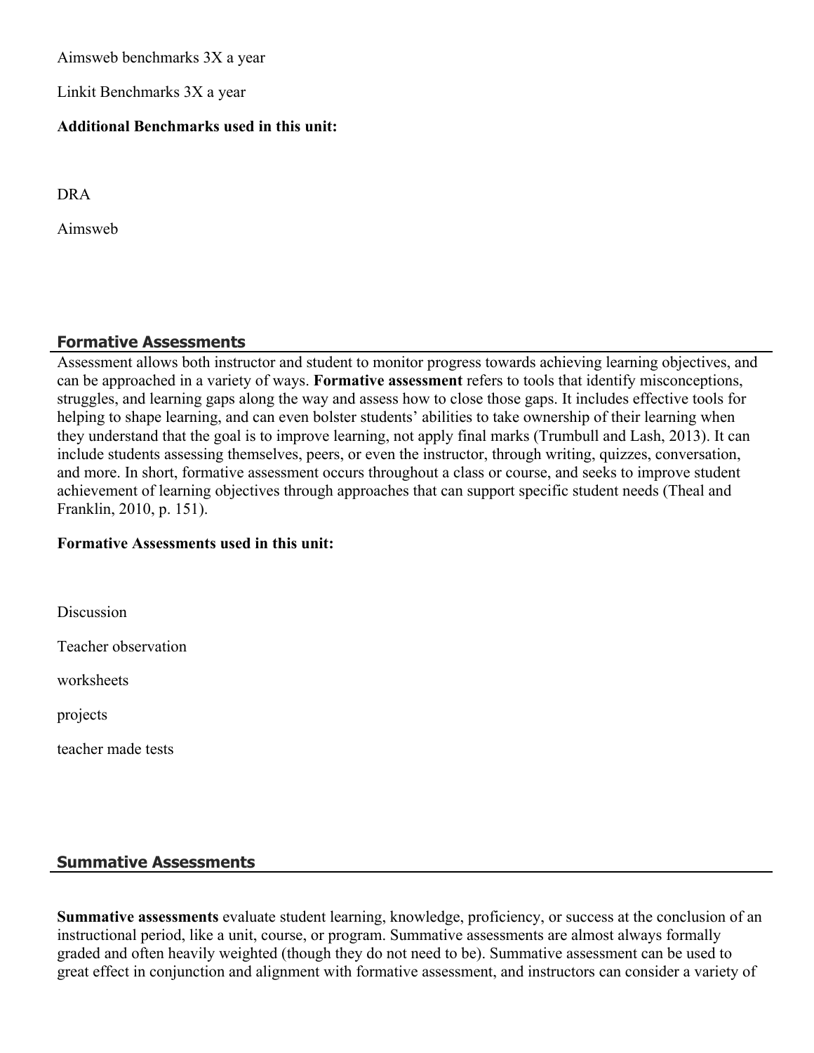Aimsweb benchmarks 3X a year

Linkit Benchmarks 3X a year

**Additional Benchmarks used in this unit:**

DRA

Aimsweb

## Formative Assessments

Assessment allows both instructor and student to monitor progress towards achieving learning objectives, and can be approached in a variety of ways. **Formative assessment** refers to tools that identify misconceptions, struggles, and learning gaps along the way and assess how to close those gaps. It includes effective tools for helping to shape learning, and can even bolster students' abilities to take ownership of their learning when they understand that the goal is to improve learning, not apply final marks (Trumbull and Lash, 2013). It can include students assessing themselves, peers, or even the instructor, through writing, quizzes, conversation, and more. In short, formative assessment occurs throughout a class or course, and seeks to improve student achievement of learning objectives through approaches that can support specific student needs (Theal and Franklin, 2010, p. 151).

**Formative Assessments used in this unit:**

Discussion

Teacher observation

worksheets

projects

teacher made tests

## Summative Assessments

**Summative assessments** evaluate student learning, knowledge, proficiency, or success at the conclusion of an instructional period, like a unit, course, or program. Summative assessments are almost always formally graded and often heavily weighted (though they do not need to be). Summative assessment can be used to great effect in conjunction and alignment with formative assessment, and instructors can consider a variety of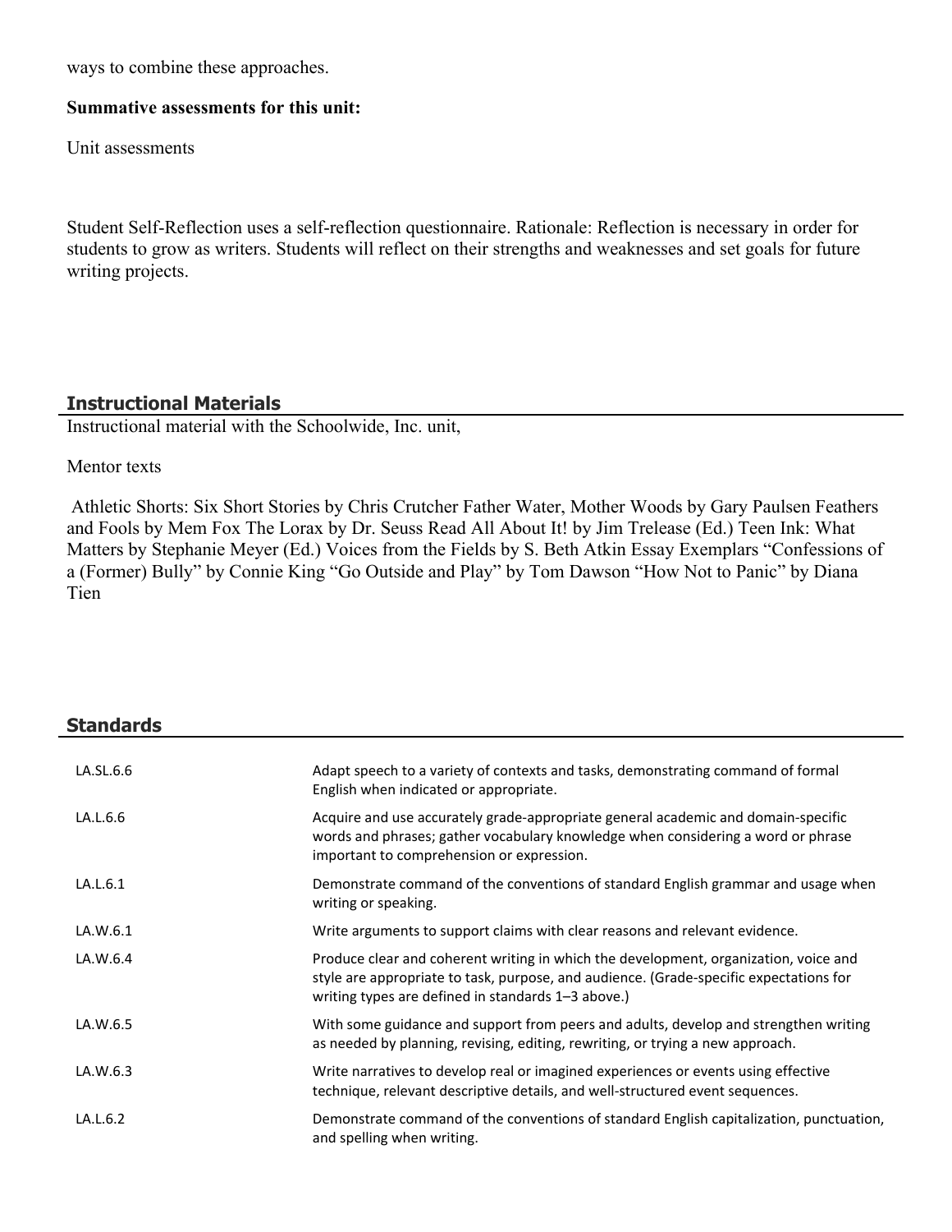ways to combine these approaches.

**Summative assessments for this unit:**

Unit assessments

Student Self-Reflection uses a self-reflection questionnaire. Rationale: Reflection is necessary in order for students to grow as writers. Students will reflect on their strengths and weaknesses and set goals for future writing projects.

## Instructional Materials

Instructional material with the Schoolwide, Inc. unit,

Mentor texts

Athletic Shorts: Six Short Stories by Chris Crutcher Father Water, Mother Woods by Gary Paulsen Feathers and Fools by Mem Fox The Lorax by Dr. Seuss Read All About It! by Jim Trelease (Ed.) Teen Ink: What Matters by Stephanie Meyer (Ed.) Voices from the Fields by S. Beth Atkin Essay Exemplars "Confessions of a (Former) Bully" by Connie King "Go Outside and Play" by Tom Dawson "How Not to Panic" by Diana Tien

## Standards

| | |
|---|---|
| LA.SL.6.6 | Adapt speech to a variety of contexts and tasks, demonstrating command of formal English when indicated or appropriate. |
| LA.L.6.6 | Acquire and use accurately grade-appropriate general academic and domain-specific words and phrases; gather vocabulary knowledge when considering a word or phrase important to comprehension or expression. |
| LA.L.6.1 | Demonstrate command of the conventions of standard English grammar and usage when writing or speaking. |
| LA.W.6.1 | Write arguments to support claims with clear reasons and relevant evidence. |
| LA.W.6.4 | Produce clear and coherent writing in which the development, organization, voice and style are appropriate to task, purpose, and audience. (Grade-specific expectations for writing types are defined in standards 1–3 above.) |
| LA.W.6.5 | With some guidance and support from peers and adults, develop and strengthen writing as needed by planning, revising, editing, rewriting, or trying a new approach. |
| LA.W.6.3 | Write narratives to develop real or imagined experiences or events using effective technique, relevant descriptive details, and well-structured event sequences. |
| LA.L.6.2 | Demonstrate command of the conventions of standard English capitalization, punctuation, and spelling when writing. |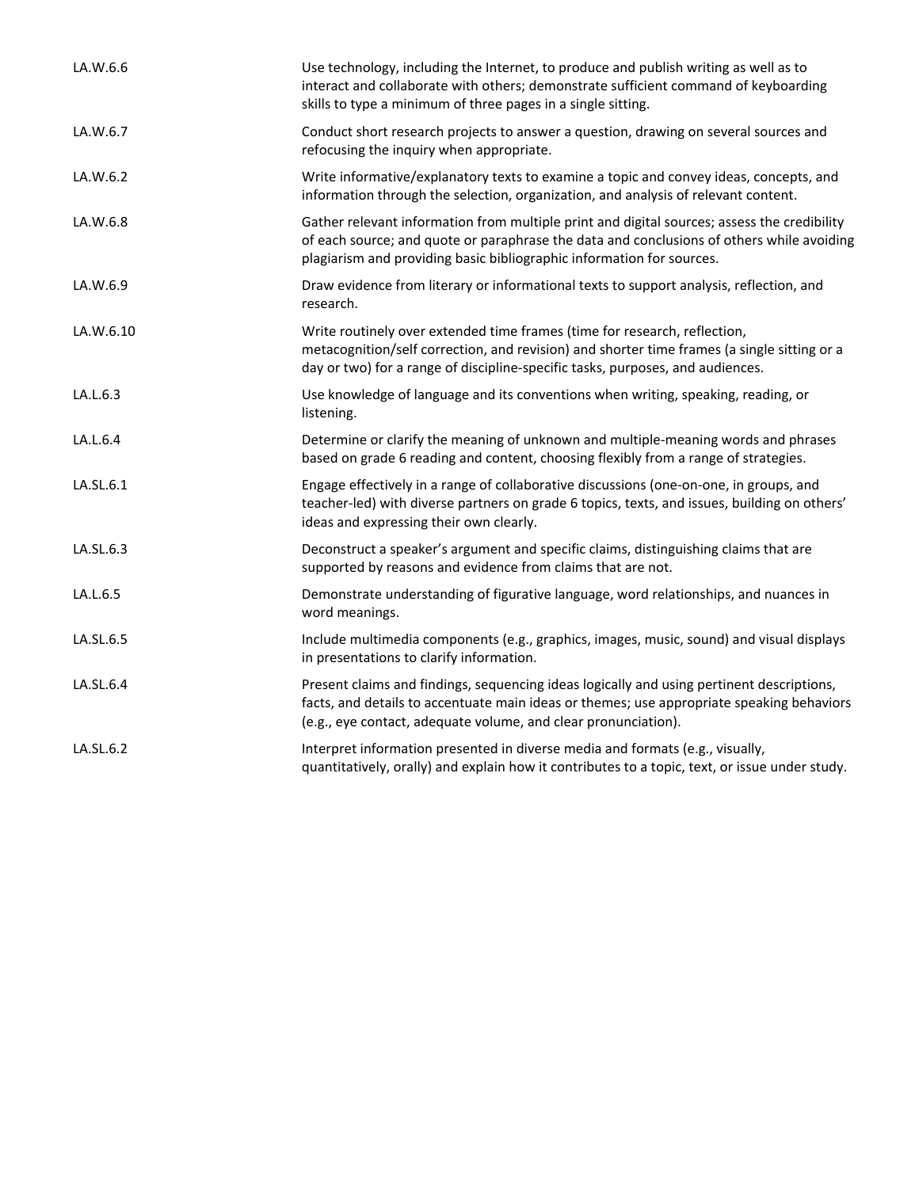| | |
|---|---|
| LA.W.6.6 | Use technology, including the Internet, to produce and publish writing as well as to interact and collaborate with others; demonstrate sufficient command of keyboarding skills to type a minimum of three pages in a single sitting. |
| LA.W.6.7 | Conduct short research projects to answer a question, drawing on several sources and refocusing the inquiry when appropriate. |
| LA.W.6.2 | Write informative/explanatory texts to examine a topic and convey ideas, concepts, and information through the selection, organization, and analysis of relevant content. |
| LA.W.6.8 | Gather relevant information from multiple print and digital sources; assess the credibility of each source; and quote or paraphrase the data and conclusions of others while avoiding plagiarism and providing basic bibliographic information for sources. |
| LA.W.6.9 | Draw evidence from literary or informational texts to support analysis, reflection, and research. |
| LA.W.6.10 | Write routinely over extended time frames (time for research, reflection, metacognition/self correction, and revision) and shorter time frames (a single sitting or a day or two) for a range of discipline-specific tasks, purposes, and audiences. |
| LA.L.6.3 | Use knowledge of language and its conventions when writing, speaking, reading, or listening. |
| LA.L.6.4 | Determine or clarify the meaning of unknown and multiple-meaning words and phrases based on grade 6 reading and content, choosing flexibly from a range of strategies. |
| LA.SL.6.1 | Engage effectively in a range of collaborative discussions (one-on-one, in groups, and teacher-led) with diverse partners on grade 6 topics, texts, and issues, building on others' ideas and expressing their own clearly. |
| LA.SL.6.3 | Deconstruct a speaker's argument and specific claims, distinguishing claims that are supported by reasons and evidence from claims that are not. |
| LA.L.6.5 | Demonstrate understanding of figurative language, word relationships, and nuances in word meanings. |
| LA.SL.6.5 | Include multimedia components (e.g., graphics, images, music, sound) and visual displays in presentations to clarify information. |
| LA.SL.6.4 | Present claims and findings, sequencing ideas logically and using pertinent descriptions, facts, and details to accentuate main ideas or themes; use appropriate speaking behaviors (e.g., eye contact, adequate volume, and clear pronunciation). |
| LA.SL.6.2 | Interpret information presented in diverse media and formats (e.g., visually, quantitatively, orally) and explain how it contributes to a topic, text, or issue under study. |